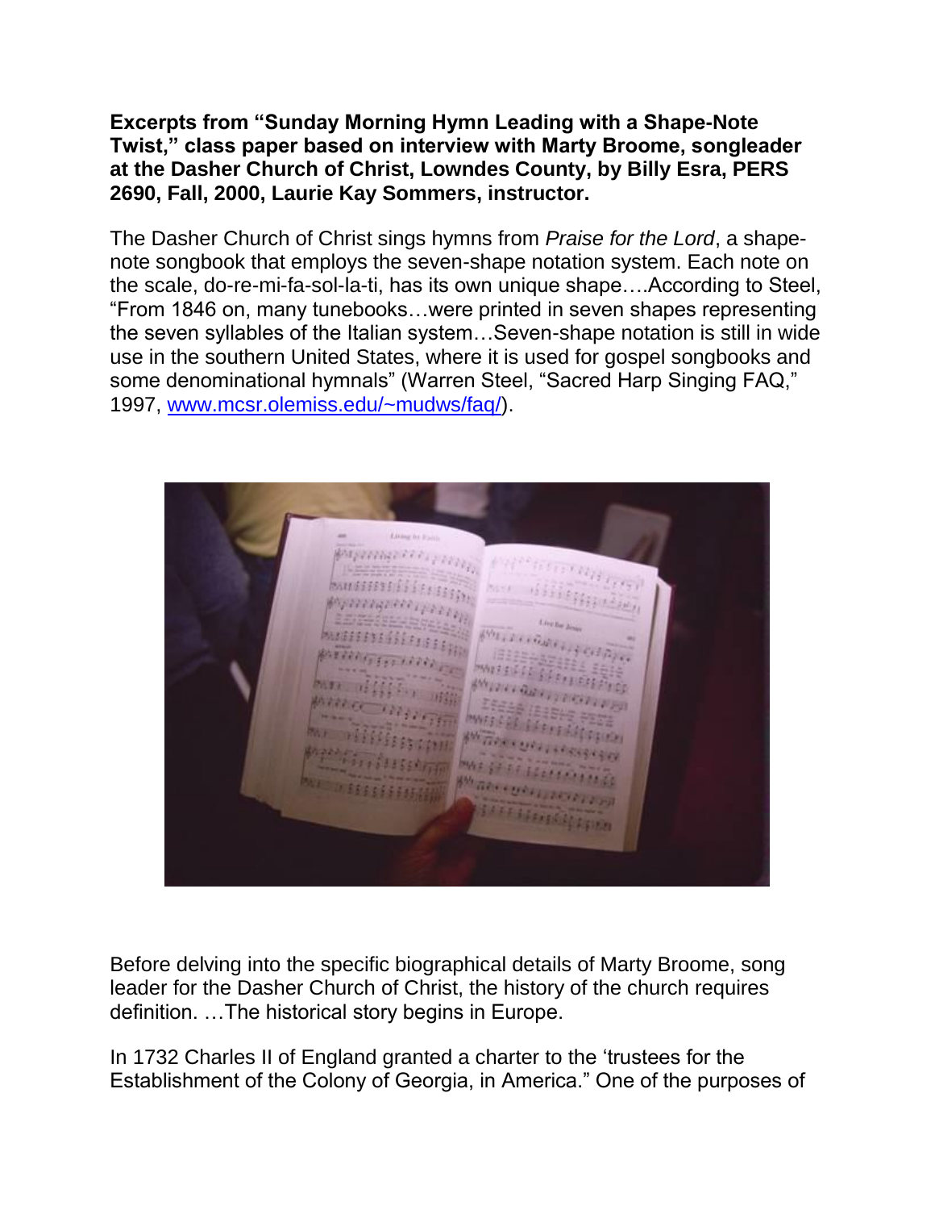**Excerpts from "Sunday Morning Hymn Leading with a Shape-Note Twist," class paper based on interview with Marty Broome, songleader at the Dasher Church of Christ, Lowndes County, by Billy Esra, PERS 2690, Fall, 2000, Laurie Kay Sommers, instructor.**

The Dasher Church of Christ sings hymns from *Praise for the Lord*, a shape-note songbook that employs the seven-shape notation system. Each note on the scale, do-re-mi-fa-sol-la-ti, has its own unique shape….According to Steel, "From 1846 on, many tunebooks…were printed in seven shapes representing the seven syllables of the Italian system…Seven-shape notation is still in wide use in the southern United States, where it is used for gospel songbooks and some denominational hymnals" (Warren Steel, "Sacred Harp Singing FAQ," 1997, [www.mcsr.olemiss.edu/~mudws/faq/](www.mcsr.olemiss.edu/~mudws/faq/)).

Before delving into the specific biographical details of Marty Broome, song leader for the Dasher Church of Christ, the history of the church requires definition. …The historical story begins in Europe.

In 1732 Charles II of England granted a charter to the 'trustees for the Establishment of the Colony of Georgia, in America." One of the purposes of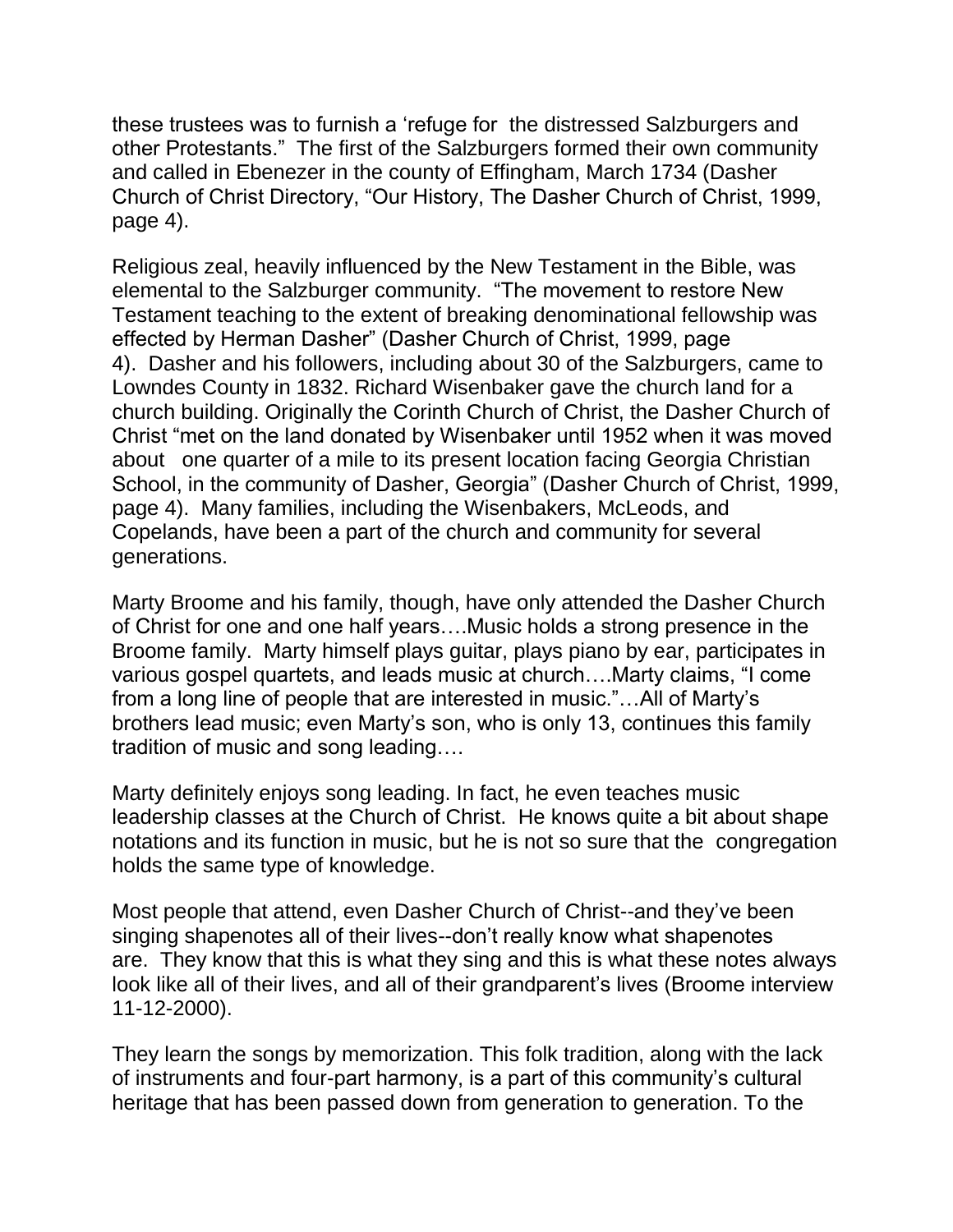these trustees was to furnish a 'refuge for the distressed Salzburgers and other Protestants." The first of the Salzburgers formed their own community and called in Ebenezer in the county of Effingham, March 1734 (Dasher Church of Christ Directory, "Our History, The Dasher Church of Christ, 1999, page 4).

Religious zeal, heavily influenced by the New Testament in the Bible, was elemental to the Salzburger community. "The movement to restore New Testament teaching to the extent of breaking denominational fellowship was effected by Herman Dasher" (Dasher Church of Christ, 1999, page 4). Dasher and his followers, including about 30 of the Salzburgers, came to Lowndes County in 1832. Richard Wisenbaker gave the church land for a church building. Originally the Corinth Church of Christ, the Dasher Church of Christ "met on the land donated by Wisenbaker until 1952 when it was moved about one quarter of a mile to its present location facing Georgia Christian School, in the community of Dasher, Georgia" (Dasher Church of Christ, 1999, page 4). Many families, including the Wisenbakers, McLeods, and Copelands, have been a part of the church and community for several generations.

Marty Broome and his family, though, have only attended the Dasher Church of Christ for one and one half years….Music holds a strong presence in the Broome family. Marty himself plays guitar, plays piano by ear, participates in various gospel quartets, and leads music at church….Marty claims, "I come from a long line of people that are interested in music."…All of Marty's brothers lead music; even Marty's son, who is only 13, continues this family tradition of music and song leading….

Marty definitely enjoys song leading. In fact, he even teaches music leadership classes at the Church of Christ. He knows quite a bit about shape notations and its function in music, but he is not so sure that the congregation holds the same type of knowledge.

Most people that attend, even Dasher Church of Christ--and they've been singing shapenotes all of their lives--don't really know what shapenotes are. They know that this is what they sing and this is what these notes always look like all of their lives, and all of their grandparent's lives (Broome interview 11-12-2000).

They learn the songs by memorization. This folk tradition, along with the lack of instruments and four-part harmony, is a part of this community's cultural heritage that has been passed down from generation to generation. To the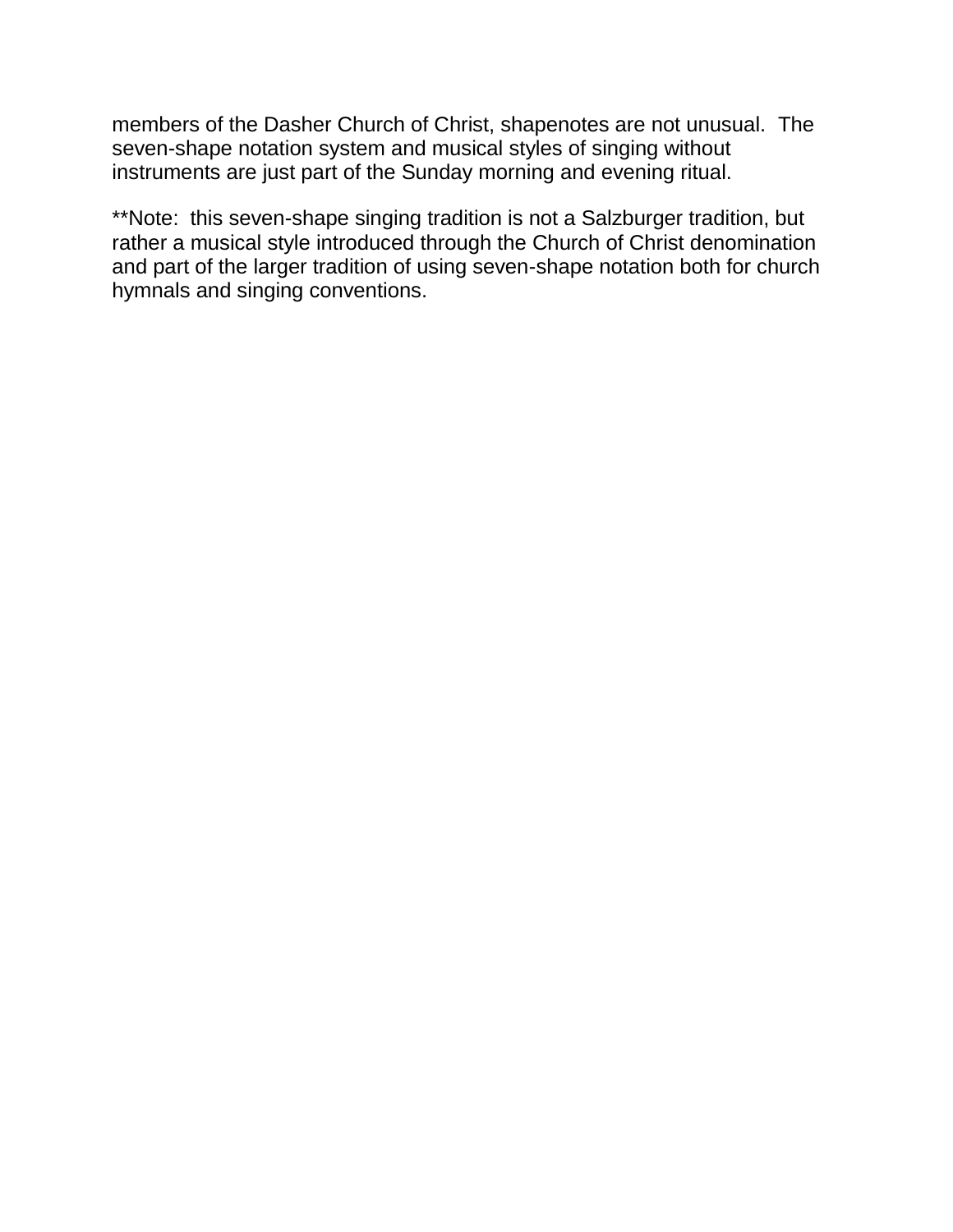members of the Dasher Church of Christ, shapenotes are not unusual. The seven-shape notation system and musical styles of singing without instruments are just part of the Sunday morning and evening ritual.

**Note: this seven-shape singing tradition is not a Salzburger tradition, but rather a musical style introduced through the Church of Christ denomination and part of the larger tradition of using seven-shape notation both for church hymnals and singing conventions.